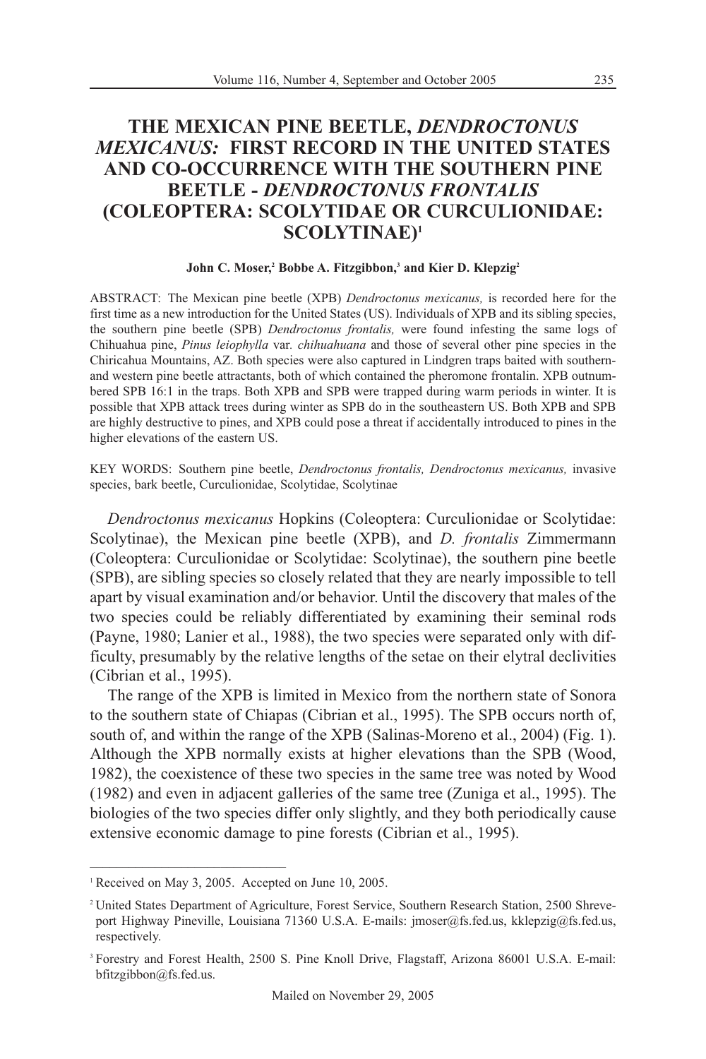# THE MEXICAN PINE BEETLE, *DENDROCTONUS MEXICANUS:* FIRST RECORD IN THE UNITED STATES AND CO-OCCURRENCE WITH THE SOUTHERN PINE BEETLE - *DENDROCTONUS FRONTALIS* (COLEOPTERA: SCOLYTIDAE OR CURCULIONIDAE: SCOLYTINAE)[1]

**John C. Moser,[2] Bobbe A. Fitzgibbon,[3] and Kier D. Klepzig[2]**

ABSTRACT: The Mexican pine beetle (XPB) *Dendroctonus mexicanus,* is recorded here for the first time as a new introduction for the United States (US). Individuals of XPB and its sibling species, the southern pine beetle (SPB) *Dendroctonus frontalis,* were found infesting the same logs of Chihuahua pine, *Pinus leiophylla* var*. chihuahuana* and those of several other pine species in the Chiricahua Mountains, AZ. Both species were also captured in Lindgren traps baited with southern- and western pine beetle attractants, both of which contained the pheromone frontalin. XPB outnumbered SPB 16:1 in the traps. Both XPB and SPB were trapped during warm periods in winter. It is possible that XPB attack trees during winter as SPB do in the southeastern US. Both XPB and SPB are highly destructive to pines, and XPB could pose a threat if accidentally introduced to pines in the higher elevations of the eastern US.

KEY WORDS: Southern pine beetle, *Dendroctonus frontalis, Dendroctonus mexicanus,* invasive species, bark beetle, Curculionidae, Scolytidae, Scolytinae

*Dendroctonus mexicanus* Hopkins (Coleoptera: Curculionidae or Scolytidae: Scolytinae), the Mexican pine beetle (XPB), and *D. frontalis* Zimmermann (Coleoptera: Curculionidae or Scolytidae: Scolytinae), the southern pine beetle (SPB), are sibling species so closely related that they are nearly impossible to tell apart by visual examination and/or behavior. Until the discovery that males of the two species could be reliably differentiated by examining their seminal rods (Payne, 1980; Lanier et al., 1988), the two species were separated only with difficulty, presumably by the relative lengths of the setae on their elytral declivities (Cibrian et al., 1995).

The range of the XPB is limited in Mexico from the northern state of Sonora to the southern state of Chiapas (Cibrian et al., 1995). The SPB occurs north of, south of, and within the range of the XPB (Salinas-Moreno et al., 2004) (Fig. 1). Although the XPB normally exists at higher elevations than the SPB (Wood, 1982), the coexistence of these two species in the same tree was noted by Wood (1982) and even in adjacent galleries of the same tree (Zuniga et al., 1995). The biologies of the two species differ only slightly, and they both periodically cause extensive economic damage to pine forests (Cibrian et al., 1995).

---

[1] Received on May 3, 2005. Accepted on June 10, 2005.

[2] United States Department of Agriculture, Forest Service, Southern Research Station, 2500 Shreveport Highway Pineville, Louisiana 71360 U.S.A. E-mails: jmoser@fs.fed.us, kklepzig@fs.fed.us, respectively.

[3] Forestry and Forest Health, 2500 S. Pine Knoll Drive, Flagstaff, Arizona 86001 U.S.A. E-mail: bfitzgibbon@fs.fed.us.

Mailed on November 29, 2005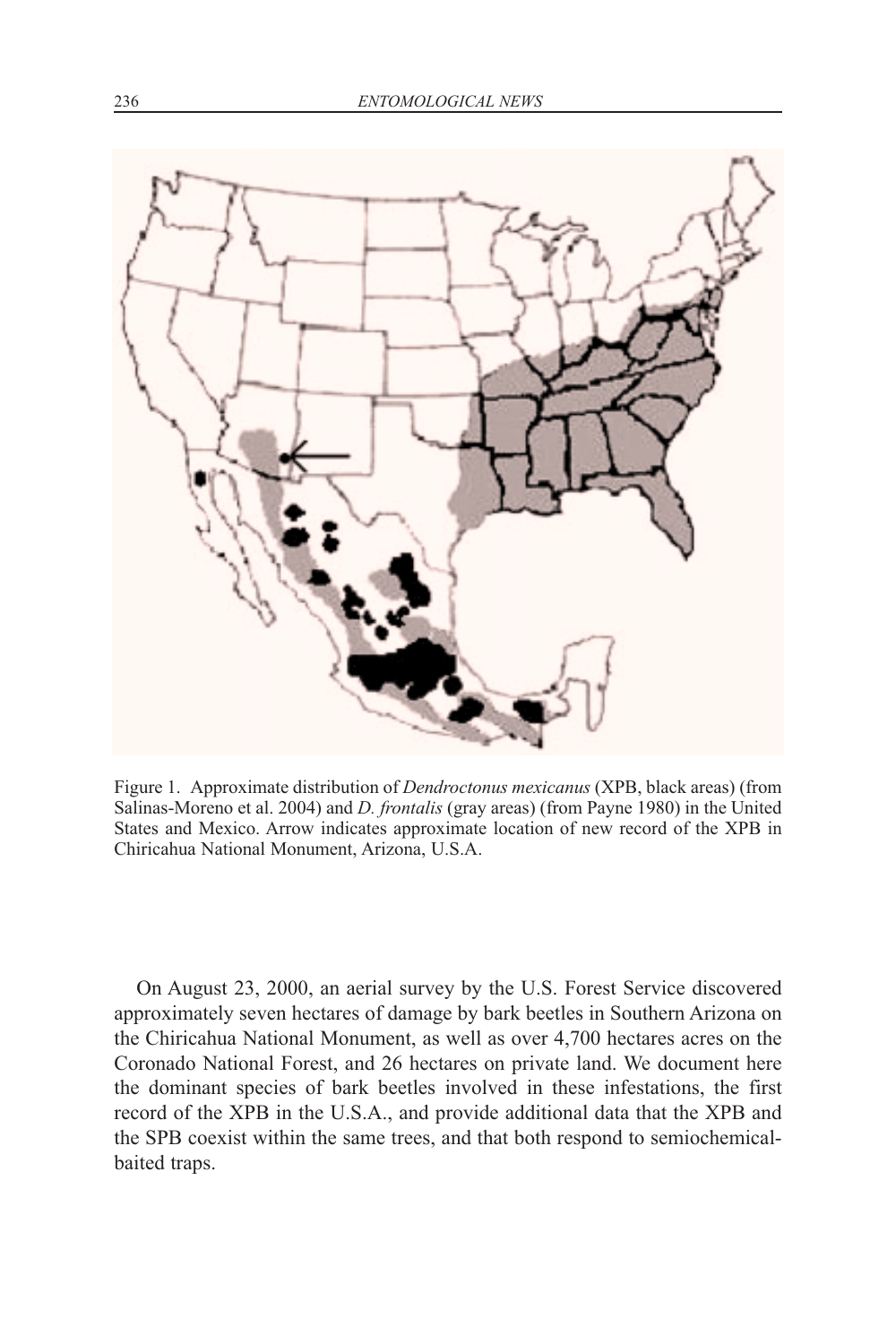Figure 1. Approximate distribution of *Dendroctonus mexicanus* (XPB, black areas) (from Salinas-Moreno et al. 2004) and *D. frontalis* (gray areas) (from Payne 1980) in the United States and Mexico. Arrow indicates approximate location of new record of the XPB in Chiricahua National Monument, Arizona, U.S.A.

On August 23, 2000, an aerial survey by the U.S. Forest Service discovered approximately seven hectares of damage by bark beetles in Southern Arizona on the Chiricahua National Monument, as well as over 4,700 hectares acres on the Coronado National Forest, and 26 hectares on private land. We document here the dominant species of bark beetles involved in these infestations, the first record of the XPB in the U.S.A., and provide additional data that the XPB and the SPB coexist within the same trees, and that both respond to semiochemical-baited traps.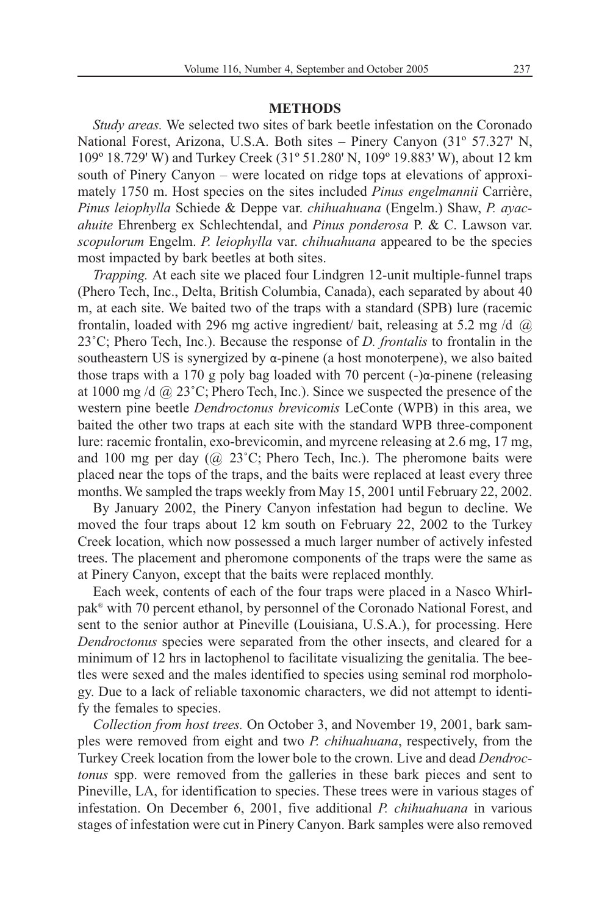## METHODS

*Study areas.* We selected two sites of bark beetle infestation on the Coronado National Forest, Arizona, U.S.A. Both sites – Pinery Canyon (31º 57.327' N, 109º 18.729' W) and Turkey Creek (31º 51.280' N, 109º 19.883' W), about 12 km south of Pinery Canyon – were located on ridge tops at elevations of approximately 1750 m. Host species on the sites included *Pinus engelmannii* Carrière, *Pinus leiophylla* Schiede & Deppe var. *chihuahuana* (Engelm.) Shaw, *P. ayacahuite* Ehrenberg ex Schlechtendal, and *Pinus ponderosa* P. & C. Lawson var. *scopulorum* Engelm. *P. leiophylla* var. *chihuahuana* appeared to be the species most impacted by bark beetles at both sites.

*Trapping.* At each site we placed four Lindgren 12-unit multiple-funnel traps (Phero Tech, Inc., Delta, British Columbia, Canada), each separated by about 40 m, at each site. We baited two of the traps with a standard (SPB) lure (racemic frontalin, loaded with 296 mg active ingredient/ bait, releasing at 5.2 mg /d @ 23˚C; Phero Tech, Inc.). Because the response of *D. frontalis* to frontalin in the southeastern US is synergized by α-pinene (a host monoterpene), we also baited those traps with a 170 g poly bag loaded with 70 percent (-)α-pinene (releasing at 1000 mg /d @ 23˚C; Phero Tech, Inc.). Since we suspected the presence of the western pine beetle *Dendroctonus brevicomis* LeConte (WPB) in this area, we baited the other two traps at each site with the standard WPB three-component lure: racemic frontalin, exo-brevicomin, and myrcene releasing at 2.6 mg, 17 mg, and 100 mg per day (@ 23˚C; Phero Tech, Inc.). The pheromone baits were placed near the tops of the traps, and the baits were replaced at least every three months. We sampled the traps weekly from May 15, 2001 until February 22, 2002.

By January 2002, the Pinery Canyon infestation had begun to decline. We moved the four traps about 12 km south on February 22, 2002 to the Turkey Creek location, which now possessed a much larger number of actively infested trees. The placement and pheromone components of the traps were the same as at Pinery Canyon, except that the baits were replaced monthly.

Each week, contents of each of the four traps were placed in a Nasco Whirl-pak® with 70 percent ethanol, by personnel of the Coronado National Forest, and sent to the senior author at Pineville (Louisiana, U.S.A.), for processing. Here *Dendroctonus* species were separated from the other insects, and cleared for a minimum of 12 hrs in lactophenol to facilitate visualizing the genitalia. The beetles were sexed and the males identified to species using seminal rod morphology. Due to a lack of reliable taxonomic characters, we did not attempt to identify the females to species.

*Collection from host trees.* On October 3, and November 19, 2001, bark samples were removed from eight and two *P. chihuahuana*, respectively, from the Turkey Creek location from the lower bole to the crown. Live and dead *Dendroctonus* spp. were removed from the galleries in these bark pieces and sent to Pineville, LA, for identification to species. These trees were in various stages of infestation. On December 6, 2001, five additional *P. chihuahuana* in various stages of infestation were cut in Pinery Canyon. Bark samples were also removed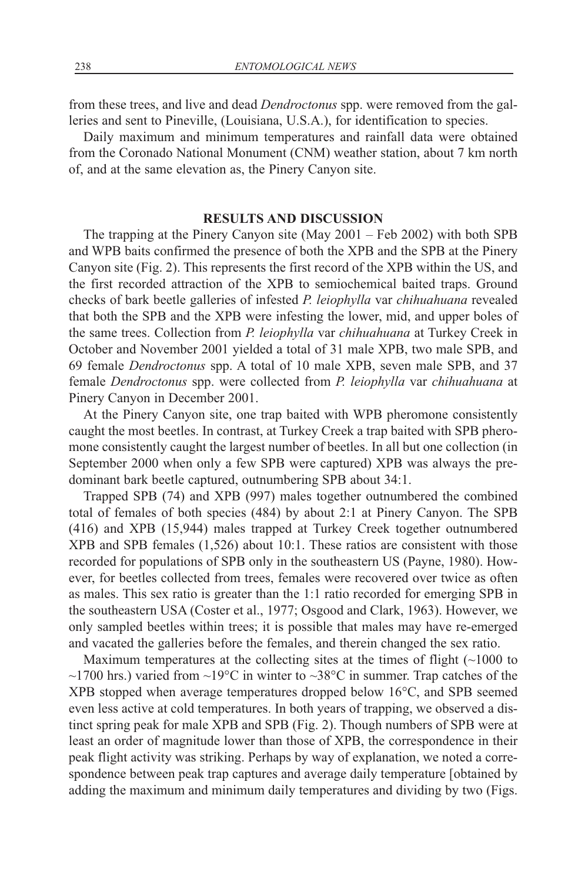from these trees, and live and dead *Dendroctonus* spp. were removed from the galleries and sent to Pineville, (Louisiana, U.S.A.), for identification to species.

Daily maximum and minimum temperatures and rainfall data were obtained from the Coronado National Monument (CNM) weather station, about 7 km north of, and at the same elevation as, the Pinery Canyon site.

## RESULTS AND DISCUSSION

The trapping at the Pinery Canyon site (May 2001 – Feb 2002) with both SPB and WPB baits confirmed the presence of both the XPB and the SPB at the Pinery Canyon site (Fig. 2). This represents the first record of the XPB within the US, and the first recorded attraction of the XPB to semiochemical baited traps. Ground checks of bark beetle galleries of infested *P. leiophylla* var *chihuahuana* revealed that both the SPB and the XPB were infesting the lower, mid, and upper boles of the same trees. Collection from *P. leiophylla* var *chihuahuana* at Turkey Creek in October and November 2001 yielded a total of 31 male XPB, two male SPB, and 69 female *Dendroctonus* spp. A total of 10 male XPB, seven male SPB, and 37 female *Dendroctonus* spp. were collected from *P. leiophylla* var *chihuahuana* at Pinery Canyon in December 2001.

At the Pinery Canyon site, one trap baited with WPB pheromone consistently caught the most beetles. In contrast, at Turkey Creek a trap baited with SPB pheromone consistently caught the largest number of beetles. In all but one collection (in September 2000 when only a few SPB were captured) XPB was always the predominant bark beetle captured, outnumbering SPB about 34:1.

Trapped SPB (74) and XPB (997) males together outnumbered the combined total of females of both species (484) by about 2:1 at Pinery Canyon. The SPB (416) and XPB (15,944) males trapped at Turkey Creek together outnumbered XPB and SPB females (1,526) about 10:1. These ratios are consistent with those recorded for populations of SPB only in the southeastern US (Payne, 1980). However, for beetles collected from trees, females were recovered over twice as often as males. This sex ratio is greater than the 1:1 ratio recorded for emerging SPB in the southeastern USA (Coster et al., 1977; Osgood and Clark, 1963). However, we only sampled beetles within trees; it is possible that males may have re-emerged and vacated the galleries before the females, and therein changed the sex ratio.

Maximum temperatures at the collecting sites at the times of flight (~1000 to ~1700 hrs.) varied from ~19°C in winter to ~38°C in summer. Trap catches of the XPB stopped when average temperatures dropped below 16°C, and SPB seemed even less active at cold temperatures. In both years of trapping, we observed a distinct spring peak for male XPB and SPB (Fig. 2). Though numbers of SPB were at least an order of magnitude lower than those of XPB, the correspondence in their peak flight activity was striking. Perhaps by way of explanation, we noted a correspondence between peak trap captures and average daily temperature [obtained by adding the maximum and minimum daily temperatures and dividing by two (Figs.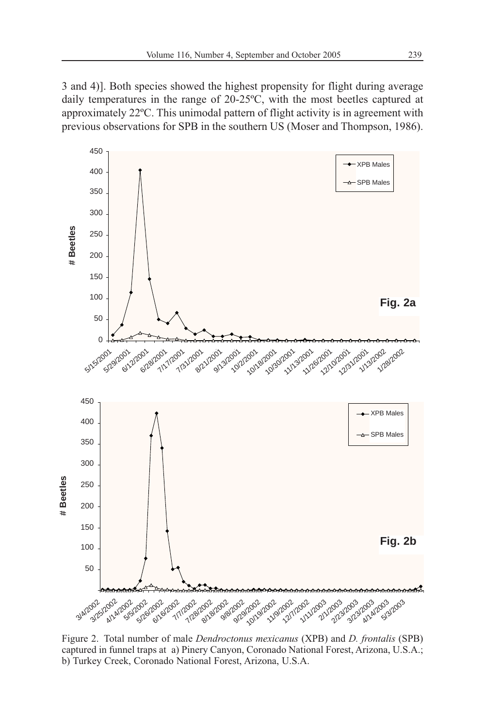3 and 4)]. Both species showed the highest propensity for flight during average daily temperatures in the range of 20-25ºC, with the most beetles captured at approximately 22ºC. This unimodal pattern of flight activity is in agreement with previous observations for SPB in the southern US (Moser and Thompson, 1986).

Figure 2. Total number of male *Dendroctonus mexicanus* (XPB) and *D. frontalis* (SPB) captured in funnel traps at a) Pinery Canyon, Coronado National Forest, Arizona, U.S.A.; b) Turkey Creek, Coronado National Forest, Arizona, U.S.A.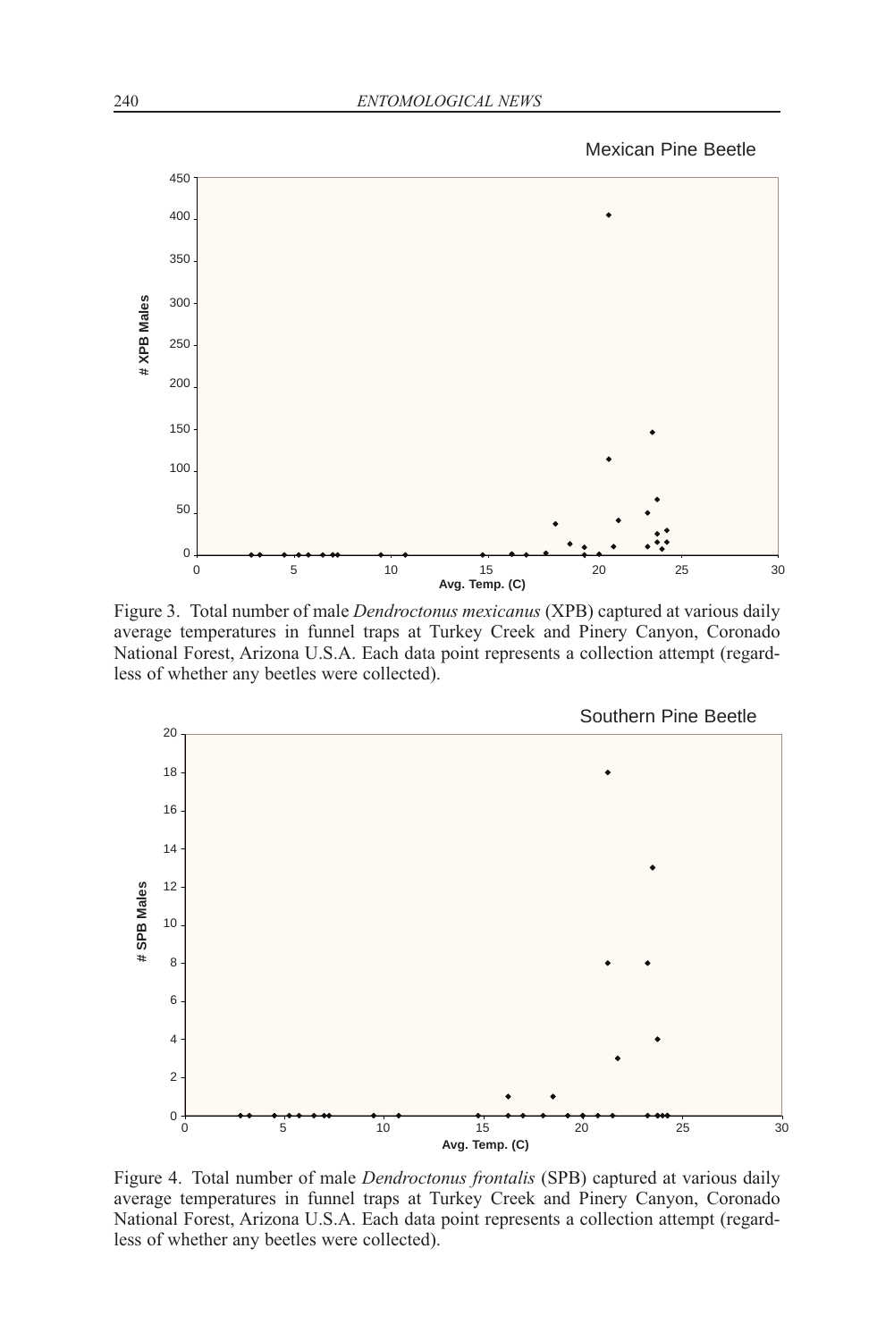Figure 3. Total number of male *Dendroctonus mexicanus* (XPB) captured at various daily average temperatures in funnel traps at Turkey Creek and Pinery Canyon, Coronado National Forest, Arizona U.S.A. Each data point represents a collection attempt (regardless of whether any beetles were collected).

Figure 4. Total number of male *Dendroctonus frontalis* (SPB) captured at various daily average temperatures in funnel traps at Turkey Creek and Pinery Canyon, Coronado National Forest, Arizona U.S.A. Each data point represents a collection attempt (regardless of whether any beetles were collected).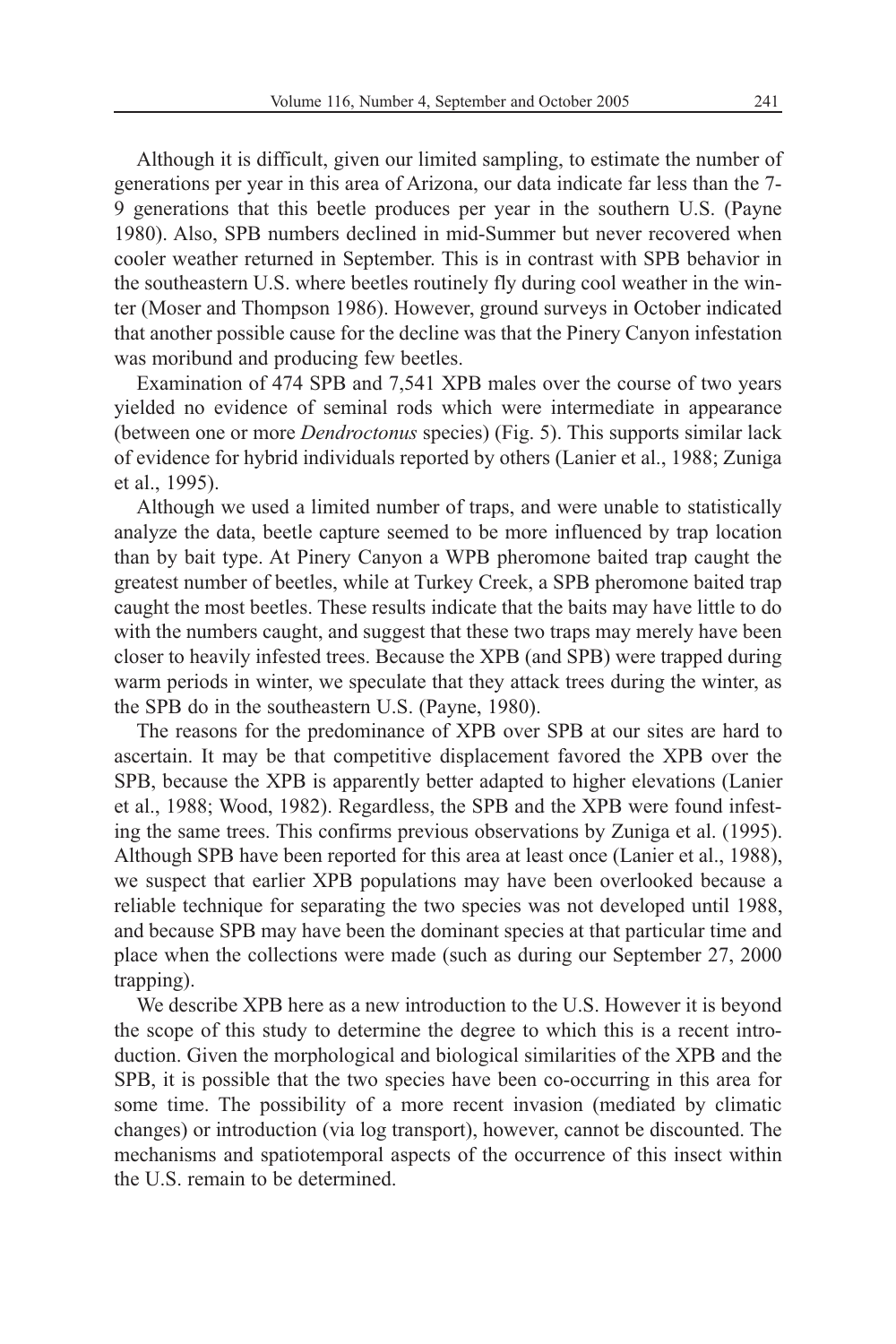Although it is difficult, given our limited sampling, to estimate the number of generations per year in this area of Arizona, our data indicate far less than the 7-9 generations that this beetle produces per year in the southern U.S. (Payne 1980). Also, SPB numbers declined in mid-Summer but never recovered when cooler weather returned in September. This is in contrast with SPB behavior in the southeastern U.S. where beetles routinely fly during cool weather in the winter (Moser and Thompson 1986). However, ground surveys in October indicated that another possible cause for the decline was that the Pinery Canyon infestation was moribund and producing few beetles.

Examination of 474 SPB and 7,541 XPB males over the course of two years yielded no evidence of seminal rods which were intermediate in appearance (between one or more *Dendroctonus* species) (Fig. 5). This supports similar lack of evidence for hybrid individuals reported by others (Lanier et al., 1988; Zuniga et al., 1995).

Although we used a limited number of traps, and were unable to statistically analyze the data, beetle capture seemed to be more influenced by trap location than by bait type. At Pinery Canyon a WPB pheromone baited trap caught the greatest number of beetles, while at Turkey Creek, a SPB pheromone baited trap caught the most beetles. These results indicate that the baits may have little to do with the numbers caught, and suggest that these two traps may merely have been closer to heavily infested trees. Because the XPB (and SPB) were trapped during warm periods in winter, we speculate that they attack trees during the winter, as the SPB do in the southeastern U.S. (Payne, 1980).

The reasons for the predominance of XPB over SPB at our sites are hard to ascertain. It may be that competitive displacement favored the XPB over the SPB, because the XPB is apparently better adapted to higher elevations (Lanier et al., 1988; Wood, 1982). Regardless, the SPB and the XPB were found infesting the same trees. This confirms previous observations by Zuniga et al. (1995). Although SPB have been reported for this area at least once (Lanier et al., 1988), we suspect that earlier XPB populations may have been overlooked because a reliable technique for separating the two species was not developed until 1988, and because SPB may have been the dominant species at that particular time and place when the collections were made (such as during our September 27, 2000 trapping).

We describe XPB here as a new introduction to the U.S. However it is beyond the scope of this study to determine the degree to which this is a recent introduction. Given the morphological and biological similarities of the XPB and the SPB, it is possible that the two species have been co-occurring in this area for some time. The possibility of a more recent invasion (mediated by climatic changes) or introduction (via log transport), however, cannot be discounted. The mechanisms and spatiotemporal aspects of the occurrence of this insect within the U.S. remain to be determined.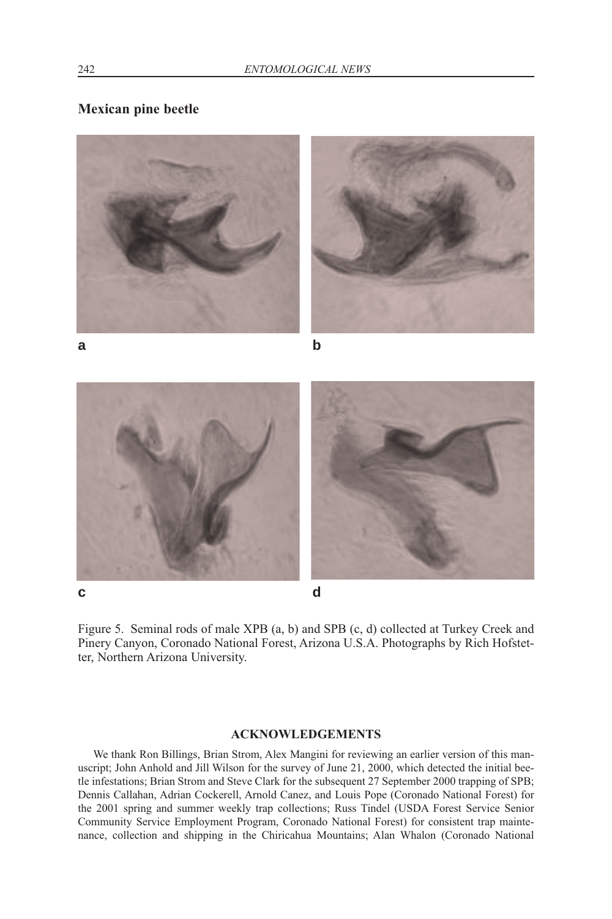**Mexican pine beetle**

a

b

c

d

Figure 5. Seminal rods of male XPB (a, b) and SPB (c, d) collected at Turkey Creek and Pinery Canyon, Coronado National Forest, Arizona U.S.A. Photographs by Rich Hofstetter, Northern Arizona University.

## ACKNOWLEDGEMENTS

We thank Ron Billings, Brian Strom, Alex Mangini for reviewing an earlier version of this manuscript; John Anhold and Jill Wilson for the survey of June 21, 2000, which detected the initial beetle infestations; Brian Strom and Steve Clark for the subsequent 27 September 2000 trapping of SPB; Dennis Callahan, Adrian Cockerell, Arnold Canez, and Louis Pope (Coronado National Forest) for the 2001 spring and summer weekly trap collections; Russ Tindel (USDA Forest Service Senior Community Service Employment Program, Coronado National Forest) for consistent trap maintenance, collection and shipping in the Chiricahua Mountains; Alan Whalon (Coronado National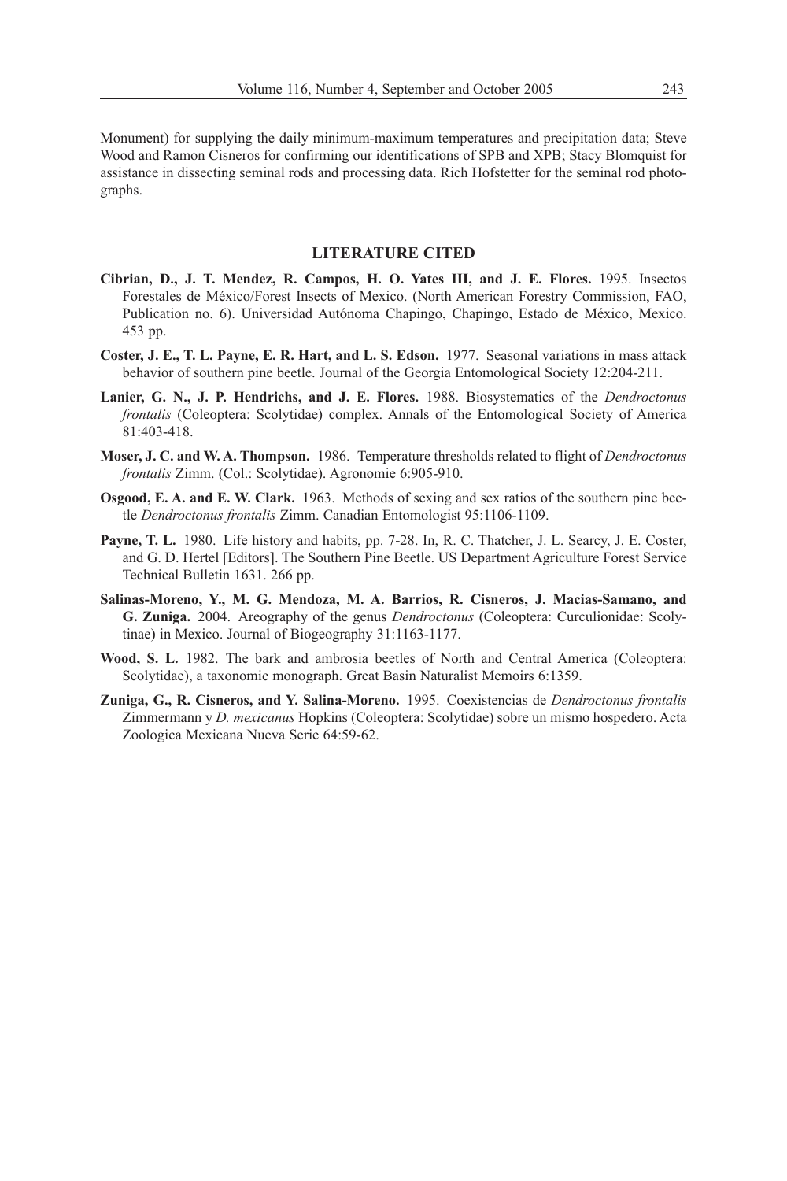Monument) for supplying the daily minimum-maximum temperatures and precipitation data; Steve Wood and Ramon Cisneros for confirming our identifications of SPB and XPB; Stacy Blomquist for assistance in dissecting seminal rods and processing data. Rich Hofstetter for the seminal rod photographs.

## LITERATURE CITED

**Cibrian, D., J. T. Mendez, R. Campos, H. O. Yates III, and J. E. Flores.** 1995. Insectos Forestales de México/Forest Insects of Mexico. (North American Forestry Commission, FAO, Publication no. 6). Universidad Autónoma Chapingo, Chapingo, Estado de México, Mexico. 453 pp.

**Coster, J. E., T. L. Payne, E. R. Hart, and L. S. Edson.** 1977. Seasonal variations in mass attack behavior of southern pine beetle. Journal of the Georgia Entomological Society 12:204-211.

**Lanier, G. N., J. P. Hendrichs, and J. E. Flores.** 1988. Biosystematics of the *Dendroctonus frontalis* (Coleoptera: Scolytidae) complex. Annals of the Entomological Society of America 81:403-418.

**Moser, J. C. and W. A. Thompson.** 1986. Temperature thresholds related to flight of *Dendroctonus frontalis* Zimm. (Col.: Scolytidae). Agronomie 6:905-910.

**Osgood, E. A. and E. W. Clark.** 1963. Methods of sexing and sex ratios of the southern pine beetle *Dendroctonus frontalis* Zimm. Canadian Entomologist 95:1106-1109.

**Payne, T. L.** 1980. Life history and habits, pp. 7-28. In, R. C. Thatcher, J. L. Searcy, J. E. Coster, and G. D. Hertel [Editors]. The Southern Pine Beetle. US Department Agriculture Forest Service Technical Bulletin 1631. 266 pp.

**Salinas-Moreno, Y., M. G. Mendoza, M. A. Barrios, R. Cisneros, J. Macias-Samano, and G. Zuniga.** 2004. Areography of the genus *Dendroctonus* (Coleoptera: Curculionidae: Scolytinae) in Mexico. Journal of Biogeography 31:1163-1177.

**Wood, S. L.** 1982. The bark and ambrosia beetles of North and Central America (Coleoptera: Scolytidae), a taxonomic monograph. Great Basin Naturalist Memoirs 6:1359.

**Zuniga, G., R. Cisneros, and Y. Salina-Moreno.** 1995. Coexistencias de *Dendroctonus frontalis* Zimmermann y *D. mexicanus* Hopkins (Coleoptera: Scolytidae) sobre un mismo hospedero. Acta Zoologica Mexicana Nueva Serie 64:59-62.